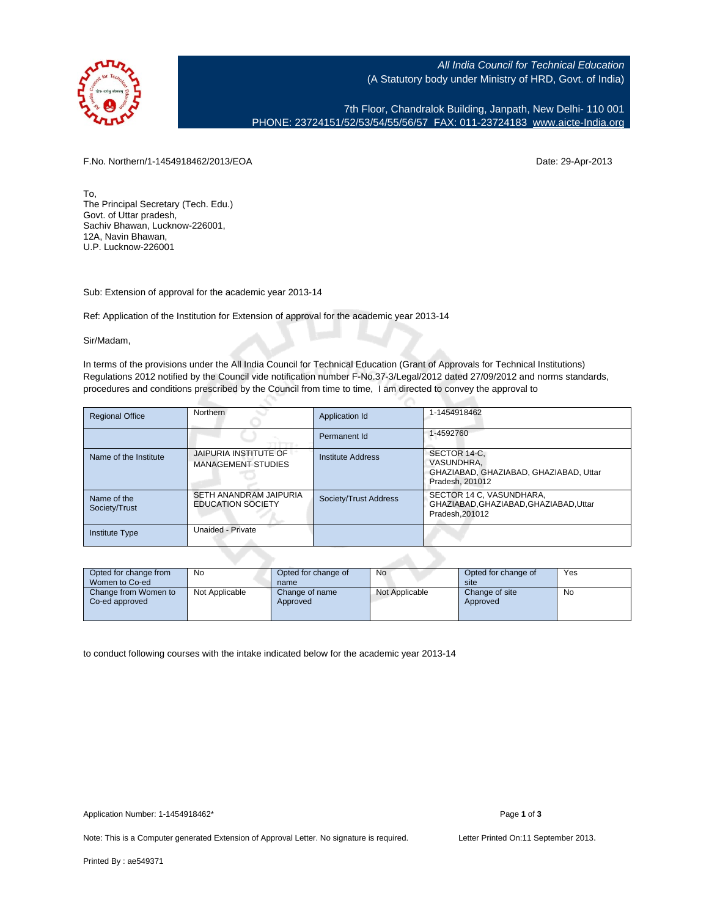All India Council for Technical Education
(A Statutory body under Ministry of HRD, Govt. of India)

7th Floor, Chandralok Building, Janpath, New Delhi- 110 001
PHONE: 23724151/52/53/54/55/56/57 FAX: 011-23724183 www.aicte-India.org

F.No. Northern/1-1454918462/2013/EOA

Date: 29-Apr-2013

To,
The Principal Secretary (Tech. Edu.)
Govt. of Uttar pradesh,
Sachiv Bhawan, Lucknow-226001,
12A, Navin Bhawan,
U.P. Lucknow-226001

Sub: Extension of approval for the academic year 2013-14

Ref: Application of the Institution for Extension of approval for the academic year 2013-14

Sir/Madam,

In terms of the provisions under the All India Council for Technical Education (Grant of Approvals for Technical Institutions) Regulations 2012 notified by the Council vide notification number F-No.37-3/Legal/2012 dated 27/09/2012 and norms standards, procedures and conditions prescribed by the Council from time to time, I am directed to convey the approval to

| Regional Office | Northern | Application Id | 1-1454918462 |
|---|---|---|---|
| | | Permanent Id | 1-4592760 |
| Name of the Institute | JAIPURIA INSTITUTE OF MANAGEMENT STUDIES | Institute Address | SECTOR 14-C, VASUNDHRA, GHAZIABAD, GHAZIABAD, GHAZIABAD, Uttar Pradesh, 201012 |
| Name of the Society/Trust | SETH ANANDRAM JAIPURIA EDUCATION SOCIETY | Society/Trust Address | SECTOR 14 C, VASUNDHARA, GHAZIABAD,GHAZIABAD,GHAZIABAD,Uttar Pradesh,201012 |
| Institute Type | Unaided - Private | | |

| Opted for change from Women to Co-ed | No | Opted for change of name | No | Opted for change of site | Yes |
|---|---|---|---|---|---|
| Change from Women to Co-ed approved | Not Applicable | Change of name Approved | Not Applicable | Change of site Approved | No |

to conduct following courses with the intake indicated below for the academic year 2013-14

Application Number: 1-1454918462*

Note: This is a Computer generated Extension of Approval Letter. No signature is required.

Letter Printed On:11 September 2013.

Printed By : ae549371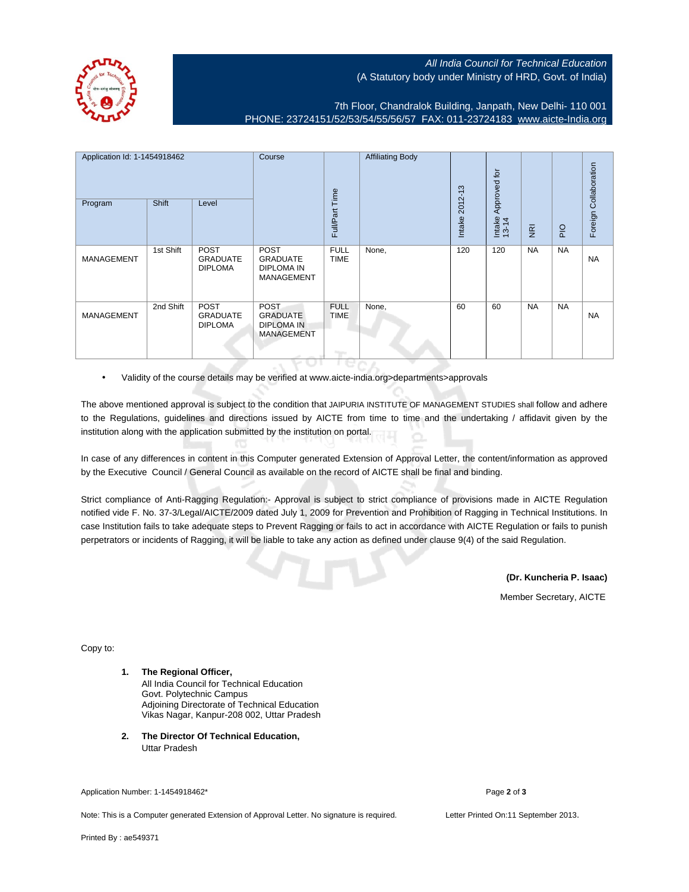All India Council for Technical Education
(A Statutory body under Ministry of HRD, Govt. of India)

7th Floor, Chandralok Building, Janpath, New Delhi- 110 001
PHONE: 23724151/52/53/54/55/56/57 FAX: 011-23724183 www.aicte-India.org

| Application Id: 1-1454918462 | | | Course | Full/Part Time | Affiliating Body | Intake 2012-13 | Intake Approved for 13-14 | NRI | PIO | Foreign Collaboration |
|---|---|---|---|---|---|---|---|---|---|---|
| Program | Shift | Level | | | | | | | | |
| MANAGEMENT | 1st Shift | POST GRADUATE DIPLOMA | POST GRADUATE DIPLOMA IN MANAGEMENT | FULL TIME | None, | 120 | 120 | NA | NA | NA |
| MANAGEMENT | 2nd Shift | POST GRADUATE DIPLOMA | POST GRADUATE DIPLOMA IN MANAGEMENT | FULL TIME | None, | 60 | 60 | NA | NA | NA |

- Validity of the course details may be verified at www.aicte-india.org>departments>approvals

The above mentioned approval is subject to the condition that JAIPURIA INSTITUTE OF MANAGEMENT STUDIES shall follow and adhere to the Regulations, guidelines and directions issued by AICTE from time to time and the undertaking / affidavit given by the institution along with the application submitted by the institution on portal.

In case of any differences in content in this Computer generated Extension of Approval Letter, the content/information as approved by the Executive Council / General Council as available on the record of AICTE shall be final and binding.

Strict compliance of Anti-Ragging Regulation:- Approval is subject to strict compliance of provisions made in AICTE Regulation notified vide F. No. 37-3/Legal/AICTE/2009 dated July 1, 2009 for Prevention and Prohibition of Ragging in Technical Institutions. In case Institution fails to take adequate steps to Prevent Ragging or fails to act in accordance with AICTE Regulation or fails to punish perpetrators or incidents of Ragging, it will be liable to take any action as defined under clause 9(4) of the said Regulation.

**(Dr. Kuncheria P. Isaac)**

Member Secretary, AICTE

Copy to:

1. **The Regional Officer,**
   All India Council for Technical Education
   Govt. Polytechnic Campus
   Adjoining Directorate of Technical Education
   Vikas Nagar, Kanpur-208 002, Uttar Pradesh

2. **The Director Of Technical Education,**
   Uttar Pradesh

Application Number: 1-1454918462*

Note: This is a Computer generated Extension of Approval Letter. No signature is required.

Letter Printed On:11 September 2013.

Printed By : ae549371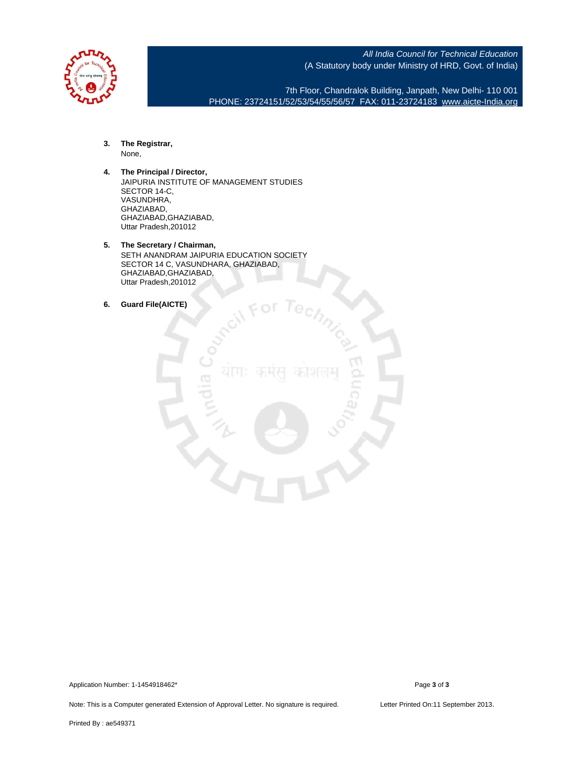3. **The Registrar,**
   None,

4. **The Principal / Director,**
   JAIPURIA INSTITUTE OF MANAGEMENT STUDIES
   SECTOR 14-C,
   VASUNDHRA,
   GHAZIABAD,
   GHAZIABAD,GHAZIABAD,
   Uttar Pradesh,201012

5. **The Secretary / Chairman,**
   SETH ANANDRAM JAIPURIA EDUCATION SOCIETY
   SECTOR 14 C, VASUNDHARA, GHAZIABAD,
   GHAZIABAD,GHAZIABAD,
   Uttar Pradesh,201012

6. **Guard File(AICTE)**

Application Number: 1-1454918462*

Note: This is a Computer generated Extension of Approval Letter. No signature is required.

Letter Printed On:11 September 2013.

Printed By : ae549371